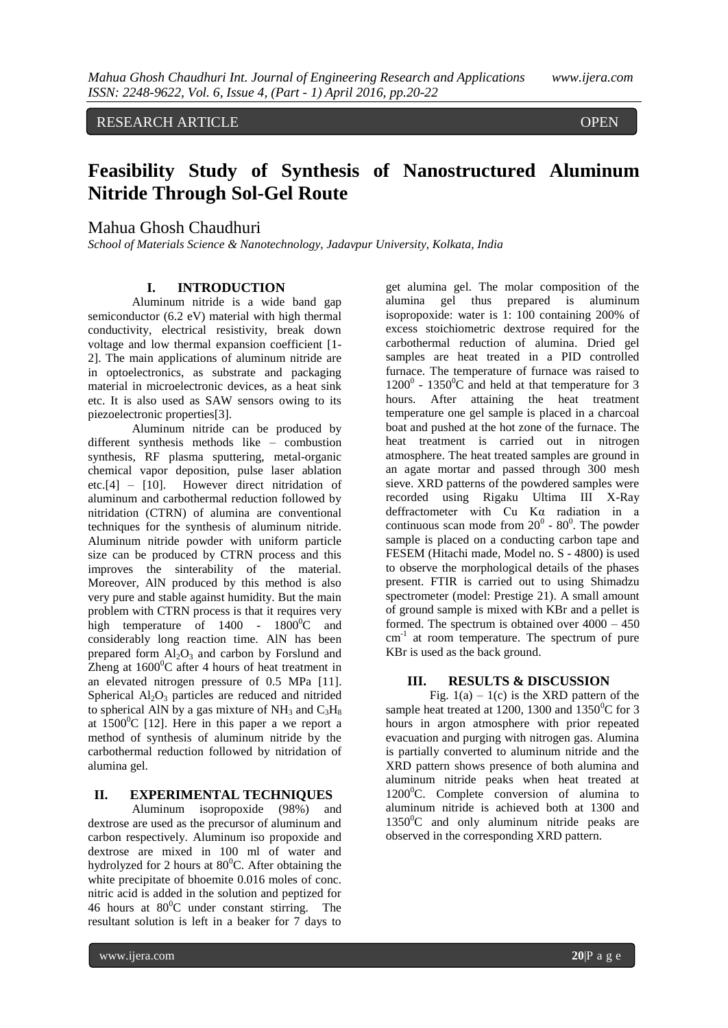RESEARCH ARTICLE OPEN

# Feasibility Study of Synthesis of Nanostructured Aluminum Nitride Through Sol-Gel Route

Mahua Ghosh Chaudhuri

*School of Materials Science & Nanotechnology, Jadavpur University, Kolkata, India*

## I. INTRODUCTION

Aluminum nitride is a wide band gap semiconductor (6.2 eV) material with high thermal conductivity, electrical resistivity, break down voltage and low thermal expansion coefficient [1-2]. The main applications of aluminum nitride are in optoelectronics, as substrate and packaging material in microelectronic devices, as a heat sink etc. It is also used as SAW sensors owing to its piezoelectronic properties[3].

Aluminum nitride can be produced by different synthesis methods like – combustion synthesis, RF plasma sputtering, metal-organic chemical vapor deposition, pulse laser ablation etc.[4] – [10]. However direct nitridation of aluminum and carbothermal reduction followed by nitridation (CTRN) of alumina are conventional techniques for the synthesis of aluminum nitride. Aluminum nitride powder with uniform particle size can be produced by CTRN process and this improves the sinterability of the material. Moreover, AlN produced by this method is also very pure and stable against humidity. But the main problem with CTRN process is that it requires very high temperature of 1400 - 1800$^0$C and considerably long reaction time. AlN has been prepared form $Al_2O_3$ and carbon by Forslund and Zheng at 1600$^0$C after 4 hours of heat treatment in an elevated nitrogen pressure of 0.5 MPa [11]. Spherical $Al_2O_3$ particles are reduced and nitrided to spherical AlN by a gas mixture of $NH_3$ and $C_3H_8$ at 1500$^0$C [12]. Here in this paper a we report a method of synthesis of aluminum nitride by the carbothermal reduction followed by nitridation of alumina gel.

## II. EXPERIMENTAL TECHNIQUES

Aluminum isopropoxide (98%) and dextrose are used as the precursor of aluminum and carbon respectively. Aluminum iso propoxide and dextrose are mixed in 100 ml of water and hydrolyzed for 2 hours at 80$^0$C. After obtaining the white precipitate of bhoemite 0.016 moles of conc. nitric acid is added in the solution and peptized for 46 hours at 80$^0$C under constant stirring. The resultant solution is left in a beaker for 7 days to get alumina gel. The molar composition of the alumina gel thus prepared is aluminum isopropoxide: water is 1: 100 containing 200% of excess stoichiometric dextrose required for the carbothermal reduction of alumina. Dried gel samples are heat treated in a PID controlled furnace. The temperature of furnace was raised to 1200$^0$ - 1350$^0$C and held at that temperature for 3 hours. After attaining the heat treatment temperature one gel sample is placed in a charcoal boat and pushed at the hot zone of the furnace. The heat treatment is carried out in nitrogen atmosphere. The heat treated samples are ground in an agate mortar and passed through 300 mesh sieve. XRD patterns of the powdered samples were recorded using Rigaku Ultima III X-Ray deffractometer with Cu Kα radiation in a continuous scan mode from 20$^0$ - 80$^0$. The powder sample is placed on a conducting carbon tape and FESEM (Hitachi made, Model no. S - 4800) is used to observe the morphological details of the phases present. FTIR is carried out to using Shimadzu spectrometer (model: Prestige 21). A small amount of ground sample is mixed with KBr and a pellet is formed. The spectrum is obtained over 4000 – 450 cm$^{-1}$ at room temperature. The spectrum of pure KBr is used as the back ground.

## III. RESULTS & DISCUSSION

Fig. 1(a) – 1(c) is the XRD pattern of the sample heat treated at 1200, 1300 and 1350$^0$C for 3 hours in argon atmosphere with prior repeated evacuation and purging with nitrogen gas. Alumina is partially converted to aluminum nitride and the XRD pattern shows presence of both alumina and aluminum nitride peaks when heat treated at 1200$^0$C. Complete conversion of alumina to aluminum nitride is achieved both at 1300 and 1350$^0$C and only aluminum nitride peaks are observed in the corresponding XRD pattern.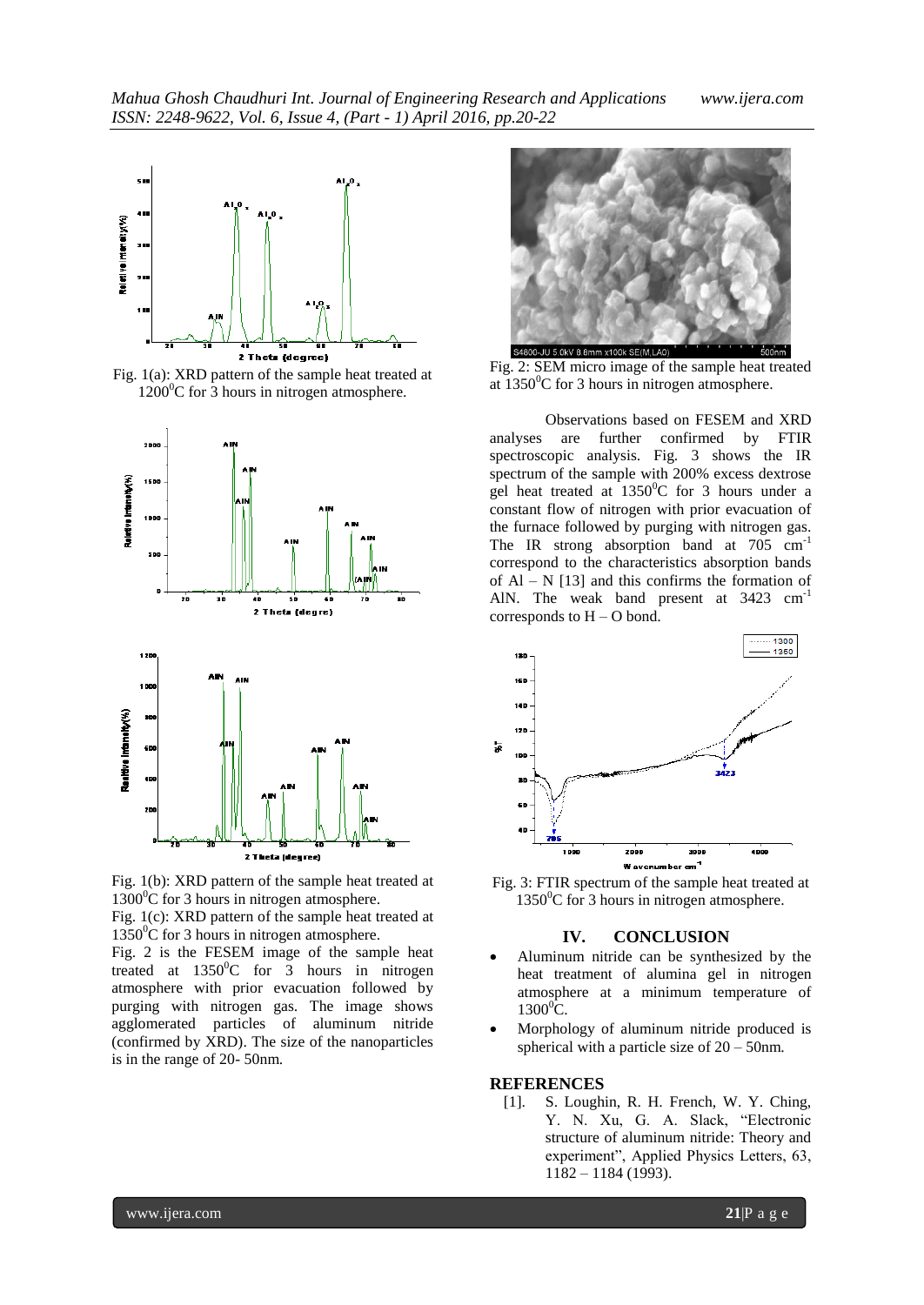Fig. 1(a): XRD pattern of the sample heat treated at $1200^0$C for 3 hours in nitrogen atmosphere.

Fig. 1(b): XRD pattern of the sample heat treated at $1300^0$C for 3 hours in nitrogen atmosphere.

Fig. 1(c): XRD pattern of the sample heat treated at $1350^0$C for 3 hours in nitrogen atmosphere.

Fig. 2 is the FESEM image of the sample heat treated at $1350^0$C for 3 hours in nitrogen atmosphere with prior evacuation followed by purging with nitrogen gas. The image shows agglomerated particles of aluminum nitride (confirmed by XRD). The size of the nanoparticles is in the range of 20- 50nm.

Fig. 2: SEM micro image of the sample heat treated at $1350^0$C for 3 hours in nitrogen atmosphere.

Observations based on FESEM and XRD analyses are further confirmed by FTIR spectroscopic analysis. Fig. 3 shows the IR spectrum of the sample with 200% excess dextrose gel heat treated at $1350^0$C for 3 hours under a constant flow of nitrogen with prior evacuation of the furnace followed by purging with nitrogen gas. The IR strong absorption band at 705 $cm^{-1}$ correspond to the characteristics absorption bands of Al – N [13] and this confirms the formation of AlN. The weak band present at 3423 $cm^{-1}$ corresponds to H – O bond.

Fig. 3: FTIR spectrum of the sample heat treated at $1350^0$C for 3 hours in nitrogen atmosphere.

## IV. CONCLUSION

- Aluminum nitride can be synthesized by the heat treatment of alumina gel in nitrogen atmosphere at a minimum temperature of $1300^0$C.
- Morphology of aluminum nitride produced is spherical with a particle size of 20 – 50nm.

## REFERENCES

[1]. S. Loughin, R. H. French, W. Y. Ching, Y. N. Xu, G. A. Slack, "Electronic structure of aluminum nitride: Theory and experiment", Applied Physics Letters, 63, 1182 – 1184 (1993).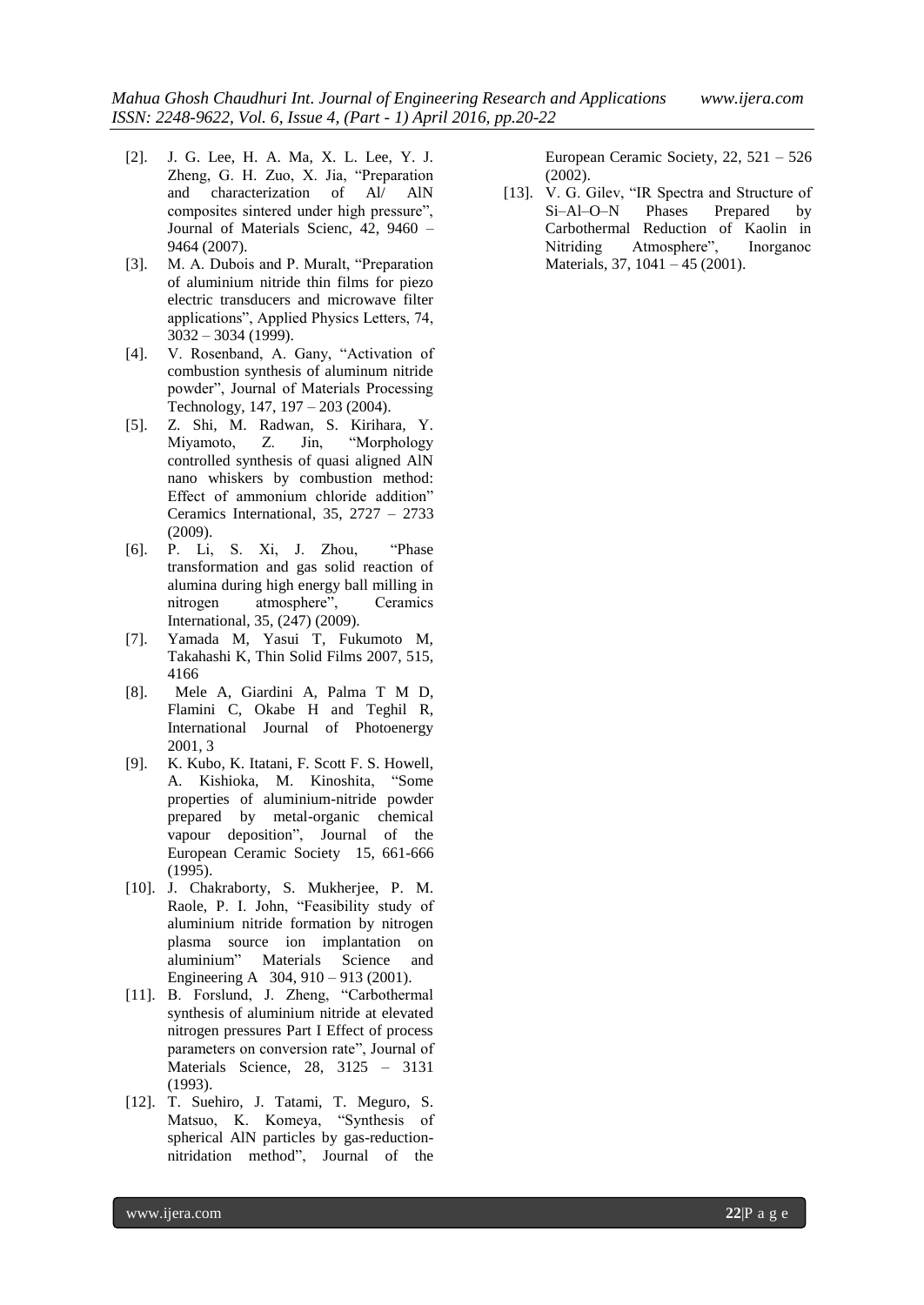[2]. J. G. Lee, H. A. Ma, X. L. Lee, Y. J. Zheng, G. H. Zuo, X. Jia, "Preparation and characterization of Al/ AlN composites sintered under high pressure", Journal of Materials Scienc, 42, 9460 – 9464 (2007).

[3]. M. A. Dubois and P. Muralt, "Preparation of aluminium nitride thin films for piezo electric transducers and microwave filter applications", Applied Physics Letters, 74, 3032 – 3034 (1999).

[4]. V. Rosenband, A. Gany, "Activation of combustion synthesis of aluminum nitride powder", Journal of Materials Processing Technology, 147, 197 – 203 (2004).

[5]. Z. Shi, M. Radwan, S. Kirihara, Y. Miyamoto, Z. Jin, "Morphology controlled synthesis of quasi aligned AlN nano whiskers by combustion method: Effect of ammonium chloride addition" Ceramics International, 35, 2727 – 2733 (2009).

[6]. P. Li, S. Xi, J. Zhou, "Phase transformation and gas solid reaction of alumina during high energy ball milling in nitrogen atmosphere", Ceramics International, 35, (247) (2009).

[7]. Yamada M, Yasui T, Fukumoto M, Takahashi K, Thin Solid Films 2007, 515, 4166

[8]. Mele A, Giardini A, Palma T M D, Flamini C, Okabe H and Teghil R, International Journal of Photoenergy 2001, 3

[9]. K. Kubo, K. Itatani, F. Scott F. S. Howell, A. Kishioka, M. Kinoshita, "Some properties of aluminium-nitride powder prepared by metal-organic chemical vapour deposition", Journal of the European Ceramic Society 15, 661-666 (1995).

[10]. J. Chakraborty, S. Mukherjee, P. M. Raole, P. I. John, "Feasibility study of aluminium nitride formation by nitrogen plasma source ion implantation on aluminium" Materials Science and Engineering A 304, 910 – 913 (2001).

[11]. B. Forslund, J. Zheng, "Carbothermal synthesis of aluminium nitride at elevated nitrogen pressures Part I Effect of process parameters on conversion rate", Journal of Materials Science, 28, 3125 – 3131 (1993).

[12]. T. Suehiro, J. Tatami, T. Meguro, S. Matsuo, K. Komeya, "Synthesis of spherical AlN particles by gas-reduction-nitridation method", Journal of the European Ceramic Society, 22, 521 – 526 (2002).

[13]. V. G. Gilev, "IR Spectra and Structure of Si–Al–O–N Phases Prepared by Carbothermal Reduction of Kaolin in Nitriding Atmosphere", Inorganoc Materials, 37, 1041 – 45 (2001).